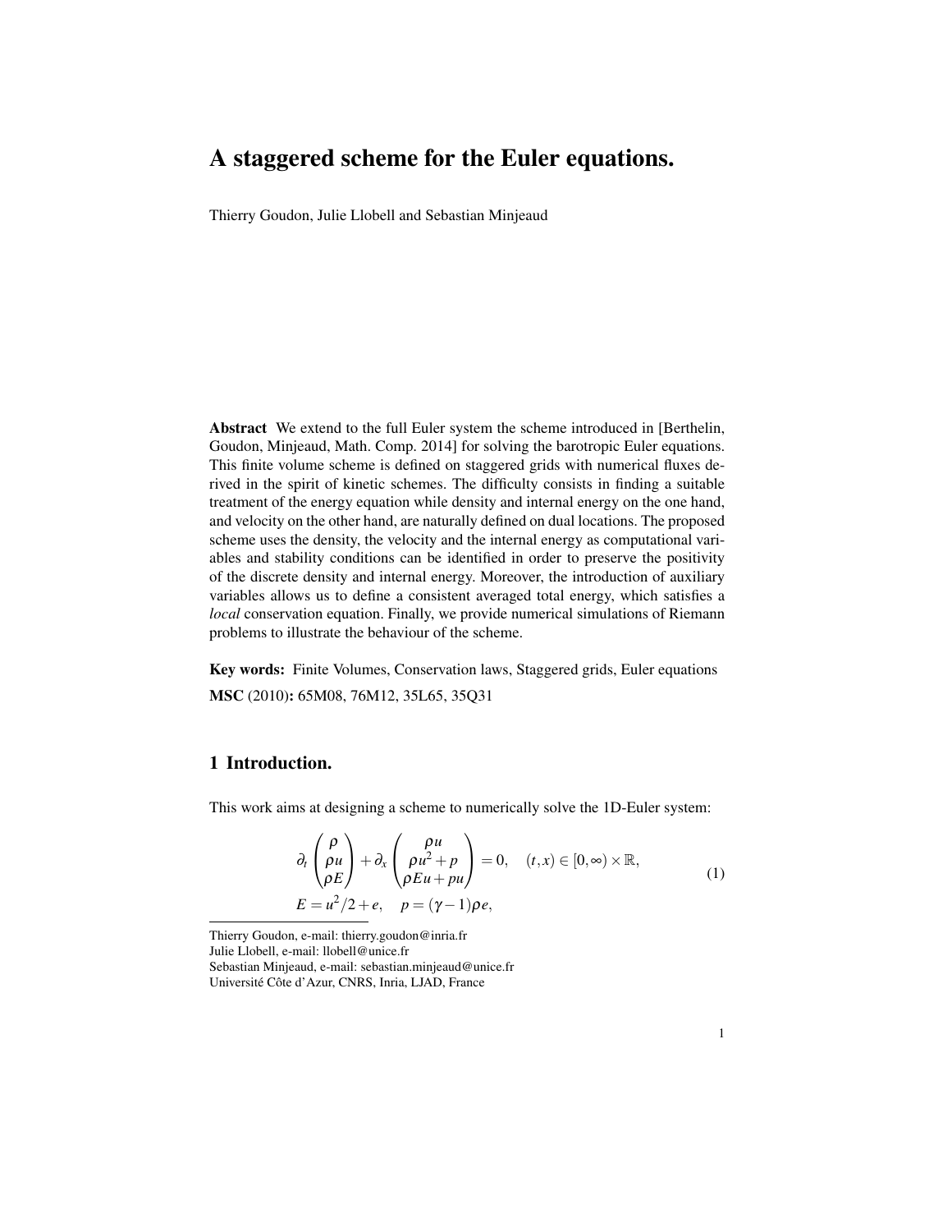# A staggered scheme for the Euler equations.

Thierry Goudon, Julie Llobell and Sebastian Minjeaud

**Abstract** We extend to the full Euler system the scheme introduced in [Berthelin, Goudon, Minjeaud, Math. Comp. 2014] for solving the barotropic Euler equations. This finite volume scheme is defined on staggered grids with numerical fluxes derived in the spirit of kinetic schemes. The difficulty consists in finding a suitable treatment of the energy equation while density and internal energy on the one hand, and velocity on the other hand, are naturally defined on dual locations. The proposed scheme uses the density, the velocity and the internal energy as computational variables and stability conditions can be identified in order to preserve the positivity of the discrete density and internal energy. Moreover, the introduction of auxiliary variables allows us to define a consistent averaged total energy, which satisfies a *local* conservation equation. Finally, we provide numerical simulations of Riemann problems to illustrate the behaviour of the scheme.

**Key words:** Finite Volumes, Conservation laws, Staggered grids, Euler equations

**MSC** (2010)**:** 65M08, 76M12, 35L65, 35Q31

## 1 Introduction.

This work aims at designing a scheme to numerically solve the 1D-Euler system:

$$\begin{aligned}
&\partial_t \begin{pmatrix} \rho \\ \rho u \\ \rho E \end{pmatrix} + \partial_x \begin{pmatrix} \rho u \\ \rho u^2 + p \\ \rho E u + p u \end{pmatrix} = 0, \quad (t,x) \in [0,\infty) \times \mathbb{R}, \\
&E = u^2/2 + e, \quad p = (\gamma - 1)\rho e,
\end{aligned} \tag{1}$$

Thierry Goudon, e-mail: thierry.goudon@inria.fr
Julie Llobell, e-mail: llobell@unice.fr
Sebastian Minjeaud, e-mail: sebastian.minjeaud@unice.fr
Université Côte d'Azur, CNRS, Inria, LJAD, France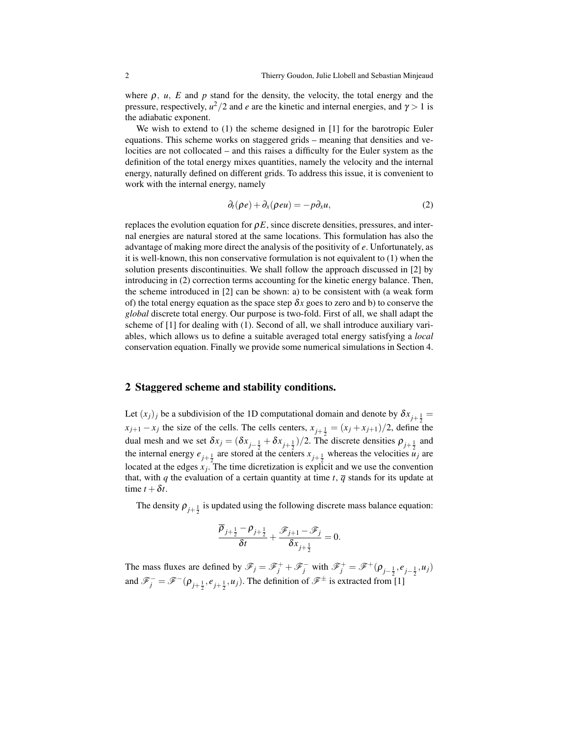where $\rho$, $u$, $E$ and $p$ stand for the density, the velocity, the total energy and the pressure, respectively, $u^2/2$ and $e$ are the kinetic and internal energies, and $\gamma > 1$ is the adiabatic exponent.

We wish to extend to (1) the scheme designed in [1] for the barotropic Euler equations. This scheme works on staggered grids – meaning that densities and velocities are not collocated – and this raises a difficulty for the Euler system as the definition of the total energy mixes quantities, namely the velocity and the internal energy, naturally defined on different grids. To address this issue, it is convenient to work with the internal energy, namely

$$\partial_t(\rho e) + \partial_x(\rho e u) = -p\partial_x u, \tag{2}$$

replaces the evolution equation for $\rho E$, since discrete densities, pressures, and internal energies are natural stored at the same locations. This formulation has also the advantage of making more direct the analysis of the positivity of $e$. Unfortunately, as it is well-known, this non conservative formulation is not equivalent to (1) when the solution presents discontinuities. We shall follow the approach discussed in [2] by introducing in (2) correction terms accounting for the kinetic energy balance. Then, the scheme introduced in [2] can be shown: a) to be consistent with (a weak form of) the total energy equation as the space step $\delta x$ goes to zero and b) to conserve the *global* discrete total energy. Our purpose is two-fold. First of all, we shall adapt the scheme of [1] for dealing with (1). Second of all, we shall introduce auxiliary variables, which allows us to define a suitable averaged total energy satisfying a *local* conservation equation. Finally we provide some numerical simulations in Section 4.

## 2 Staggered scheme and stability conditions.

Let $(x_j)_j$ be a subdivision of the 1D computational domain and denote by $\delta x_{j+\frac{1}{2}} = x_{j+1} - x_j$ the size of the cells. The cells centers, $x_{j+\frac{1}{2}} = (x_j + x_{j+1})/2$, define the dual mesh and we set $\delta x_j = (\delta x_{j-\frac{1}{2}} + \delta x_{j+\frac{1}{2}})/2$. The discrete densities $\rho_{j+\frac{1}{2}}$ and the internal energy $e_{j+\frac{1}{2}}$ are stored at the centers $x_{j+\frac{1}{2}}$ whereas the velocities $u_j$ are located at the edges $x_j$. The time dicretization is explicit and we use the convention that, with $q$ the evaluation of a certain quantity at time $t$, $\overline{q}$ stands for its update at time $t + \delta t$.

The density $\rho_{j+\frac{1}{2}}$ is updated using the following discrete mass balance equation:

$$\frac{\overline{\rho}_{j+\frac{1}{2}} - \rho_{j+\frac{1}{2}}}{\delta t} + \frac{\mathscr{F}_{j+1} - \mathscr{F}_j}{\delta x_{j+\frac{1}{2}}} = 0.$$

The mass fluxes are defined by $\mathscr{F}_j = \mathscr{F}_j^+ + \mathscr{F}_j^-$ with $\mathscr{F}_j^+ = \mathscr{F}^+(\rho_{j-\frac{1}{2}}, e_{j-\frac{1}{2}}, u_j)$ and $\mathscr{F}_j^- = \mathscr{F}^-(\rho_{j+\frac{1}{2}}, e_{j+\frac{1}{2}}, u_j)$. The definition of $\mathscr{F}^\pm$ is extracted from [1]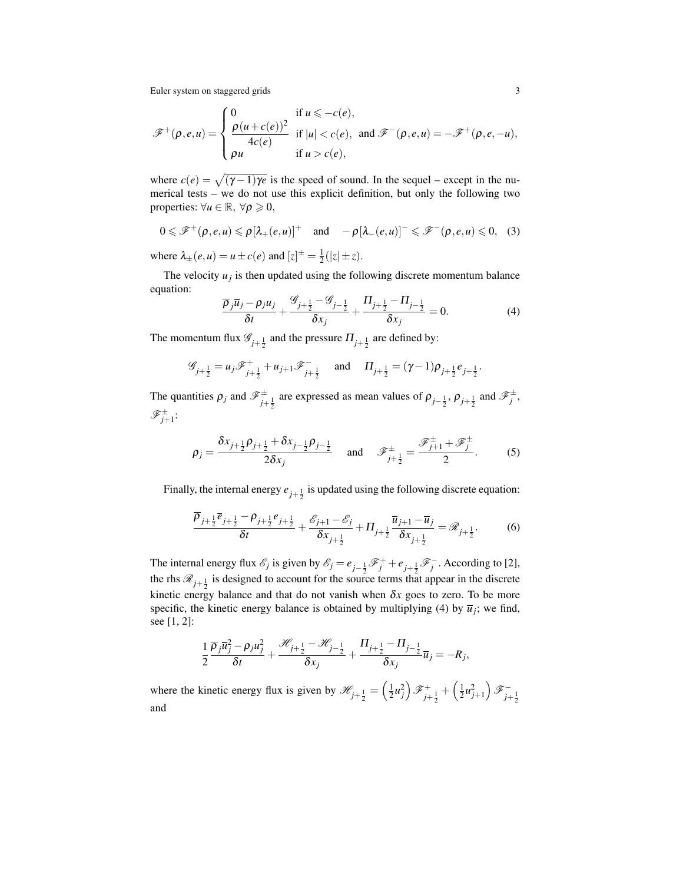$$\mathscr{F}^+(\rho,e,u) = \begin{cases} 0 & \text{if } u \leqslant -c(e), \\ \dfrac{\rho(u+c(e))^2}{4c(e)} & \text{if } |u| < c(e), \\ \rho u & \text{if } u > c(e), \end{cases} \quad \text{and } \mathscr{F}^-(\rho,e,u) = -\mathscr{F}^+(\rho,e,-u),$$

where $c(e) = \sqrt{(\gamma-1)\gamma e}$ is the speed of sound. In the sequel – except in the numerical tests – we do not use this explicit definition, but only the following two properties: $\forall u \in \mathbb{R}$, $\forall \rho \geqslant 0$,

$$0 \leqslant \mathscr{F}^+(\rho,e,u) \leqslant \rho[\lambda_+(e,u)]^+ \quad \text{and} \quad -\rho[\lambda_-(e,u)]^- \leqslant \mathscr{F}^-(\rho,e,u) \leqslant 0, \quad (3)$$

where $\lambda_\pm(e,u) = u \pm c(e)$ and $[z]^\pm = \frac{1}{2}(|z| \pm z)$.

The velocity $u_j$ is then updated using the following discrete momentum balance equation:

$$\frac{\overline{\rho}_j \overline{u}_j - \rho_j u_j}{\delta t} + \frac{\mathscr{G}_{j+\frac{1}{2}} - \mathscr{G}_{j-\frac{1}{2}}}{\delta x_j} + \frac{\Pi_{j+\frac{1}{2}} - \Pi_{j-\frac{1}{2}}}{\delta x_j} = 0. \quad (4)$$

The momentum flux $\mathscr{G}_{j+\frac{1}{2}}$ and the pressure $\Pi_{j+\frac{1}{2}}$ are defined by:

$$\mathscr{G}_{j+\frac{1}{2}} = u_j \mathscr{F}^+_{j+\frac{1}{2}} + u_{j+1} \mathscr{F}^-_{j+\frac{1}{2}} \quad \text{and} \quad \Pi_{j+\frac{1}{2}} = (\gamma-1)\rho_{j+\frac{1}{2}} e_{j+\frac{1}{2}}.$$

The quantities $\rho_j$ and $\mathscr{F}^\pm_{j+\frac{1}{2}}$ are expressed as mean values of $\rho_{j-\frac{1}{2}}$, $\rho_{j+\frac{1}{2}}$ and $\mathscr{F}^\pm_j$, $\mathscr{F}^\pm_{j+1}$:

$$\rho_j = \frac{\delta x_{j+\frac{1}{2}} \rho_{j+\frac{1}{2}} + \delta x_{j-\frac{1}{2}} \rho_{j-\frac{1}{2}}}{2\delta x_j} \quad \text{and} \quad \mathscr{F}^\pm_{j+\frac{1}{2}} = \frac{\mathscr{F}^\pm_{j+1} + \mathscr{F}^\pm_j}{2}. \quad (5)$$

Finally, the internal energy $e_{j+\frac{1}{2}}$ is updated using the following discrete equation:

$$\frac{\overline{\rho}_{j+\frac{1}{2}} \overline{e}_{j+\frac{1}{2}} - \rho_{j+\frac{1}{2}} e_{j+\frac{1}{2}}}{\delta t} + \frac{\mathscr{E}_{j+1} - \mathscr{E}_j}{\delta x_{j+\frac{1}{2}}} + \Pi_{j+\frac{1}{2}} \frac{\overline{u}_{j+1} - \overline{u}_j}{\delta x_{j+\frac{1}{2}}} = \mathscr{R}_{j+\frac{1}{2}}. \quad (6)$$

The internal energy flux $\mathscr{E}_j$ is given by $\mathscr{E}_j = e_{j-\frac{1}{2}} \mathscr{F}^+_j + e_{j+\frac{1}{2}} \mathscr{F}^-_j$. According to [2], the rhs $\mathscr{R}_{j+\frac{1}{2}}$ is designed to account for the source terms that appear in the discrete kinetic energy balance and that do not vanish when $\delta x$ goes to zero. To be more specific, the kinetic energy balance is obtained by multiplying (4) by $\overline{u}_j$; we find, see [1, 2]:

$$\frac{1}{2} \frac{\overline{\rho}_j \overline{u}_j^2 - \rho_j u_j^2}{\delta t} + \frac{\mathscr{H}_{j+\frac{1}{2}} - \mathscr{H}_{j-\frac{1}{2}}}{\delta x_j} + \frac{\Pi_{j+\frac{1}{2}} - \Pi_{j-\frac{1}{2}}}{\delta x_j} \overline{u}_j = -R_j,$$

where the kinetic energy flux is given by $\mathscr{H}_{j+\frac{1}{2}} = \left(\frac{1}{2} u_j^2\right) \mathscr{F}^+_{j+\frac{1}{2}} + \left(\frac{1}{2} u_{j+1}^2\right) \mathscr{F}^-_{j+\frac{1}{2}}$ and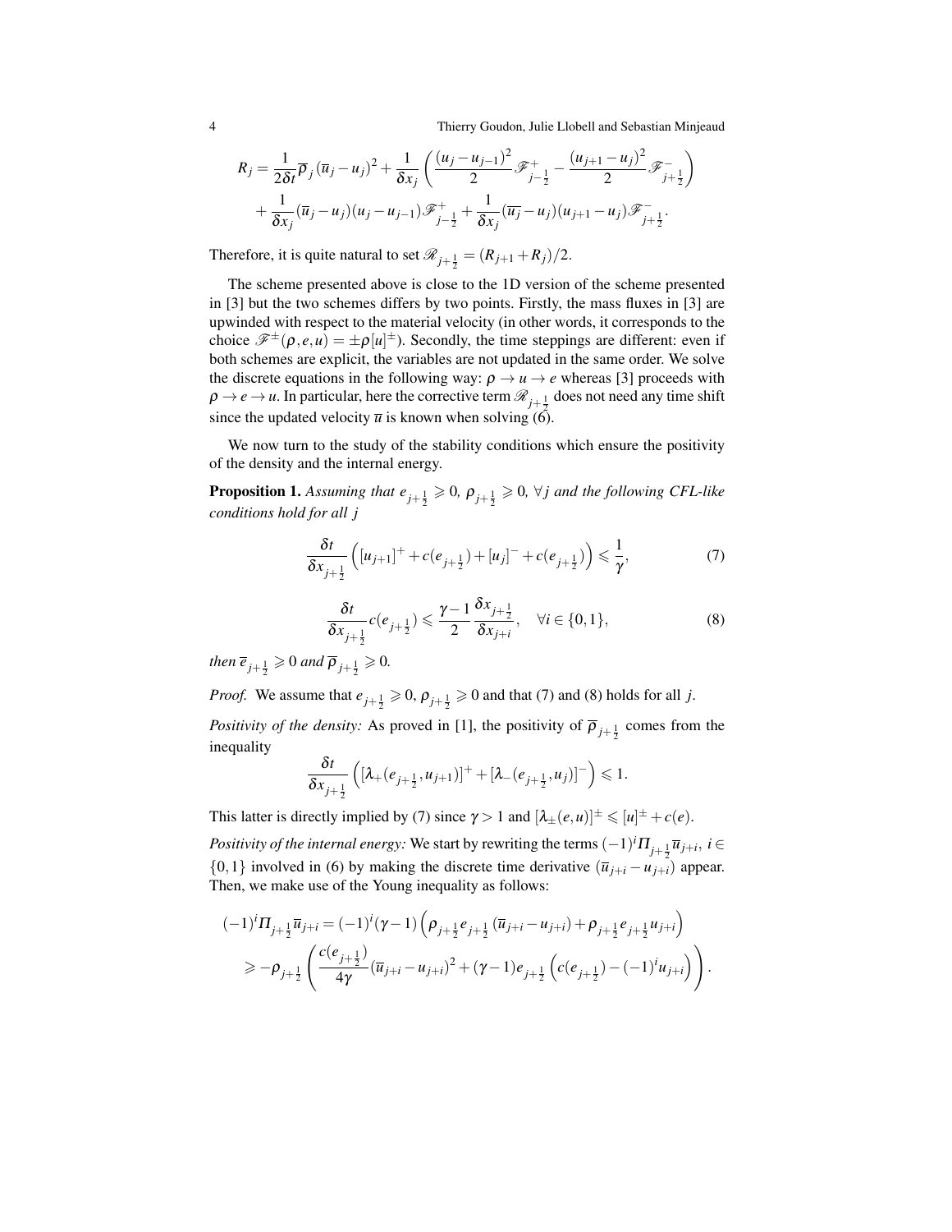$$
\begin{aligned}
R_j = &\frac{1}{2\delta t}\overline{\rho}_j(\overline{u}_j - u_j)^2 + \frac{1}{\delta x_j}\left(\frac{(u_j-u_{j-1})^2}{2}\mathscr{F}^+_{j-\frac{1}{2}} - \frac{(u_{j+1}-u_j)^2}{2}\mathscr{F}^-_{j+\frac{1}{2}}\right) \\
&+ \frac{1}{\delta x_j}(\overline{u}_j - u_j)(u_j - u_{j-1})\mathscr{F}^+_{j-\frac{1}{2}} + \frac{1}{\delta x_j}(\overline{u_j} - u_j)(u_{j+1}-u_j)\mathscr{F}^-_{j+\frac{1}{2}}.
\end{aligned}
$$

Therefore, it is quite natural to set $\mathscr{R}_{j+\frac{1}{2}} = (R_{j+1}+R_j)/2$.

The scheme presented above is close to the 1D version of the scheme presented in [3] but the two schemes differs by two points. Firstly, the mass fluxes in [3] are upwinded with respect to the material velocity (in other words, it corresponds to the choice $\mathscr{F}^\pm(\rho,e,u) = \pm\rho[u]^\pm$). Secondly, the time steppings are different: even if both schemes are explicit, the variables are not updated in the same order. We solve the discrete equations in the following way: $\rho \to u \to e$ whereas [3] proceeds with $\rho \to e \to u$. In particular, here the corrective term $\mathscr{R}_{j+\frac{1}{2}}$ does not need any time shift since the updated velocity $\overline{u}$ is known when solving (6).

We now turn to the study of the stability conditions which ensure the positivity of the density and the internal energy.

**Proposition 1.** *Assuming that $e_{j+\frac{1}{2}} \geqslant 0$, $\rho_{j+\frac{1}{2}} \geqslant 0$, $\forall j$ and the following CFL-like conditions hold for all $j$*

$$
\frac{\delta t}{\delta x_{j+\frac{1}{2}}}\left([u_{j+1}]^+ + c(e_{j+\frac{1}{2}}) + [u_j]^- + c(e_{j+\frac{1}{2}})\right) \leqslant \frac{1}{\gamma}, \tag{7}
$$

$$
\frac{\delta t}{\delta x_{j+\frac{1}{2}}} c(e_{j+\frac{1}{2}}) \leqslant \frac{\gamma-1}{2}\frac{\delta x_{j+\frac{1}{2}}}{\delta x_{j+i}}, \quad \forall i \in \{0,1\}, \tag{8}
$$

*then $\overline{e}_{j+\frac{1}{2}} \geqslant 0$ and $\overline{\rho}_{j+\frac{1}{2}} \geqslant 0$.*

*Proof.* We assume that $e_{j+\frac{1}{2}} \geqslant 0$, $\rho_{j+\frac{1}{2}} \geqslant 0$ and that (7) and (8) holds for all $j$.

*Positivity of the density:* As proved in [1], the positivity of $\overline{\rho}_{j+\frac{1}{2}}$ comes from the inequality

$$
\frac{\delta t}{\delta x_{j+\frac{1}{2}}}\left([\lambda_+(e_{j+\frac{1}{2}}, u_{j+1})]^+ + [\lambda_-(e_{j+\frac{1}{2}}, u_j)]^-\right) \leqslant 1.
$$

This latter is directly implied by (7) since $\gamma > 1$ and $[\lambda_\pm(e,u)]^\pm \leqslant [u]^\pm + c(e)$.

*Positivity of the internal energy:* We start by rewriting the terms $(-1)^i \Pi_{j+\frac{1}{2}}\overline{u}_{j+i}$, $i \in \{0,1\}$ involved in (6) by making the discrete time derivative $(\overline{u}_{j+i} - u_{j+i})$ appear. Then, we make use of the Young inequality as follows:

$$
\begin{aligned}
(-1)^i \Pi_{j+\frac{1}{2}}\overline{u}_{j+i} &= (-1)^i(\gamma-1)\left(\rho_{j+\frac{1}{2}} e_{j+\frac{1}{2}}(\overline{u}_{j+i} - u_{j+i}) + \rho_{j+\frac{1}{2}} e_{j+\frac{1}{2}} u_{j+i}\right) \\
&\geqslant -\rho_{j+\frac{1}{2}}\left(\frac{c(e_{j+\frac{1}{2}})}{4\gamma}(\overline{u}_{j+i} - u_{j+i})^2 + (\gamma-1)e_{j+\frac{1}{2}}\left(c(e_{j+\frac{1}{2}}) - (-1)^i u_{j+i}\right)\right).
\end{aligned}
$$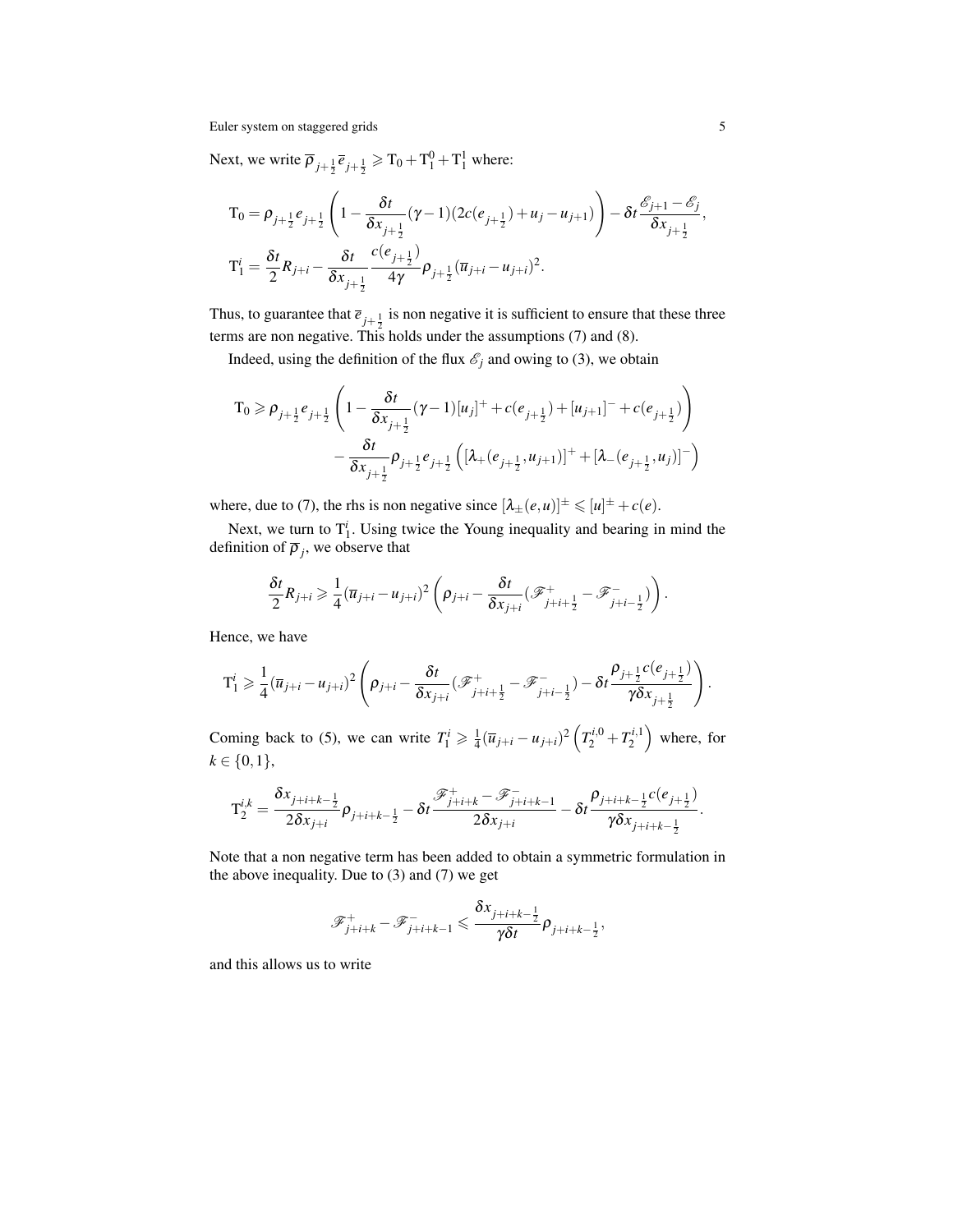Next, we write $\overline{\rho}_{j+\frac{1}{2}}\overline{e}_{j+\frac{1}{2}} \geqslant \mathrm{T}_0 + \mathrm{T}_1^0 + \mathrm{T}_1^1$ where:

$$\mathrm{T}_0 = \rho_{j+\frac{1}{2}} e_{j+\frac{1}{2}} \left( 1 - \frac{\delta t}{\delta x_{j+\frac{1}{2}}} (\gamma - 1)(2c(e_{j+\frac{1}{2}}) + u_j - u_{j+1}) \right) - \delta t \frac{\mathscr{E}_{j+1} - \mathscr{E}_j}{\delta x_{j+\frac{1}{2}}},$$

$$\mathrm{T}_1^i = \frac{\delta t}{2} R_{j+i} - \frac{\delta t}{\delta x_{j+\frac{1}{2}}} \frac{c(e_{j+\frac{1}{2}})}{4\gamma} \rho_{j+\frac{1}{2}} (\overline{u}_{j+i} - u_{j+i})^2.$$

Thus, to guarantee that $\overline{e}_{j+\frac{1}{2}}$ is non negative it is sufficient to ensure that these three terms are non negative. This holds under the assumptions (7) and (8).

Indeed, using the definition of the flux $\mathscr{E}_j$ and owing to (3), we obtain

$$\mathrm{T}_0 \geqslant \rho_{j+\frac{1}{2}} e_{j+\frac{1}{2}} \left( 1 - \frac{\delta t}{\delta x_{j+\frac{1}{2}}} (\gamma - 1)[u_j]^+ + c(e_{j+\frac{1}{2}}) + [u_{j+1}]^- + c(e_{j+\frac{1}{2}}) \right)$$
$$- \frac{\delta t}{\delta x_{j+\frac{1}{2}}} \rho_{j+\frac{1}{2}} e_{j+\frac{1}{2}} \left( [\lambda_+(e_{j+\frac{1}{2}}, u_{j+1})]^+ + [\lambda_-(e_{j+\frac{1}{2}}, u_j)]^- \right)$$

where, due to (7), the rhs is non negative since $[\lambda_\pm(e,u)]^\pm \leqslant [u]^\pm + c(e)$.

Next, we turn to $\mathrm{T}_1^i$. Using twice the Young inequality and bearing in mind the definition of $\overline{\rho}_j$, we observe that

$$\frac{\delta t}{2} R_{j+i} \geqslant \frac{1}{4} (\overline{u}_{j+i} - u_{j+i})^2 \left( \rho_{j+i} - \frac{\delta t}{\delta x_{j+i}} (\mathscr{F}^+_{j+i+\frac{1}{2}} - \mathscr{F}^-_{j+i-\frac{1}{2}}) \right).$$

Hence, we have

$$\mathrm{T}_1^i \geqslant \frac{1}{4} (\overline{u}_{j+i} - u_{j+i})^2 \left( \rho_{j+i} - \frac{\delta t}{\delta x_{j+i}} (\mathscr{F}^+_{j+i+\frac{1}{2}} - \mathscr{F}^-_{j+i-\frac{1}{2}}) - \delta t \frac{\rho_{j+\frac{1}{2}} c(e_{j+\frac{1}{2}})}{\gamma \delta x_{j+\frac{1}{2}}} \right).$$

Coming back to (5), we can write $T_1^i \geqslant \frac{1}{4} (\overline{u}_{j+i} - u_{j+i})^2 \left( T_2^{i,0} + T_2^{i,1} \right)$ where, for $k \in \{0, 1\}$,

$$\mathrm{T}_2^{i,k} = \frac{\delta x_{j+i+k-\frac{1}{2}}}{2\delta x_{j+i}} \rho_{j+i+k-\frac{1}{2}} - \delta t \frac{\mathscr{F}^+_{j+i+k} - \mathscr{F}^-_{j+i+k-1}}{2\delta x_{j+i}} - \delta t \frac{\rho_{j+i+k-\frac{1}{2}} c(e_{j+\frac{1}{2}})}{\gamma \delta x_{j+i+k-\frac{1}{2}}}.$$

Note that a non negative term has been added to obtain a symmetric formulation in the above inequality. Due to (3) and (7) we get

$$\mathscr{F}^+_{j+i+k} - \mathscr{F}^-_{j+i+k-1} \leqslant \frac{\delta x_{j+i+k-\frac{1}{2}}}{\gamma \delta t} \rho_{j+i+k-\frac{1}{2}},$$

and this allows us to write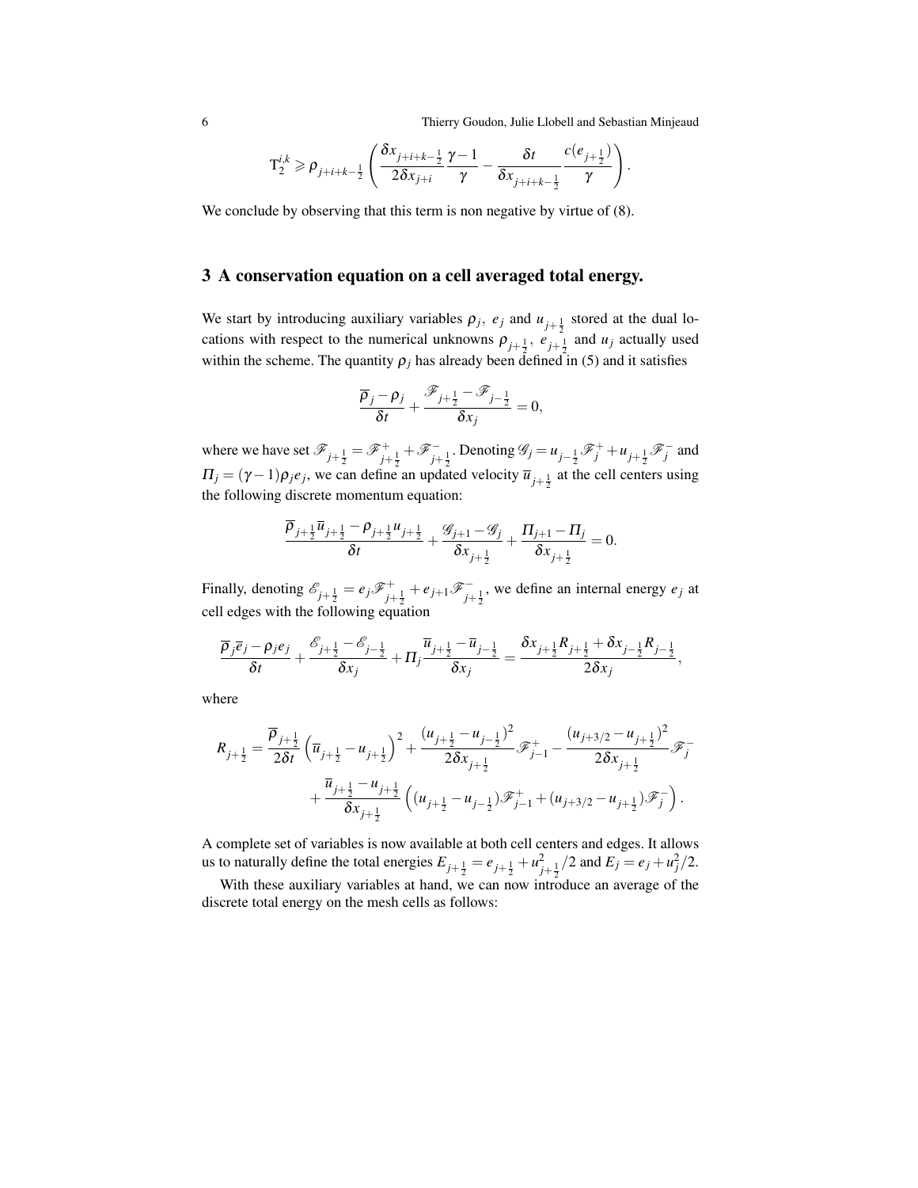$$\mathrm{T}_2^{i,k} \geqslant \rho_{j+i+k-\frac{1}{2}} \left( \frac{\delta x_{j+i+k-\frac{1}{2}}}{2\delta x_{j+i}} \frac{\gamma-1}{\gamma} - \frac{\delta t}{\delta x_{j+i+k-\frac{1}{2}}} \frac{c(e_{j+\frac{1}{2}})}{\gamma} \right).$$

We conclude by observing that this term is non negative by virtue of (8).

## 3 A conservation equation on a cell averaged total energy.

We start by introducing auxiliary variables $\rho_j$, $e_j$ and $u_{j+\frac{1}{2}}$ stored at the dual locations with respect to the numerical unknowns $\rho_{j+\frac{1}{2}}$, $e_{j+\frac{1}{2}}$ and $u_j$ actually used within the scheme. The quantity $\rho_j$ has already been defined in (5) and it satisfies

$$\frac{\overline{\rho}_j - \rho_j}{\delta t} + \frac{\mathscr{F}_{j+\frac{1}{2}} - \mathscr{F}_{j-\frac{1}{2}}}{\delta x_j} = 0,$$

where we have set $\mathscr{F}_{j+\frac{1}{2}} = \mathscr{F}^+_{j+\frac{1}{2}} + \mathscr{F}^-_{j+\frac{1}{2}}$. Denoting $\mathscr{G}_j = u_{j-\frac{1}{2}} \mathscr{F}^+_j + u_{j+\frac{1}{2}} \mathscr{F}^-_j$ and $\Pi_j = (\gamma-1)\rho_j e_j$, we can define an updated velocity $\overline{u}_{j+\frac{1}{2}}$ at the cell centers using the following discrete momentum equation:

$$\frac{\overline{\rho}_{j+\frac{1}{2}} \overline{u}_{j+\frac{1}{2}} - \rho_{j+\frac{1}{2}} u_{j+\frac{1}{2}}}{\delta t} + \frac{\mathscr{G}_{j+1} - \mathscr{G}_j}{\delta x_{j+\frac{1}{2}}} + \frac{\Pi_{j+1} - \Pi_j}{\delta x_{j+\frac{1}{2}}} = 0.$$

Finally, denoting $\mathscr{E}_{j+\frac{1}{2}} = e_j \mathscr{F}^+_{j+\frac{1}{2}} + e_{j+1} \mathscr{F}^-_{j+\frac{1}{2}}$, we define an internal energy $e_j$ at cell edges with the following equation

$$\frac{\overline{\rho}_j \overline{e}_j - \rho_j e_j}{\delta t} + \frac{\mathscr{E}_{j+\frac{1}{2}} - \mathscr{E}_{j-\frac{1}{2}}}{\delta x_j} + \Pi_j \frac{\overline{u}_{j+\frac{1}{2}} - \overline{u}_{j-\frac{1}{2}}}{\delta x_j} = \frac{\delta x_{j+\frac{1}{2}} R_{j+\frac{1}{2}} + \delta x_{j-\frac{1}{2}} R_{j-\frac{1}{2}}}{2\delta x_j},$$

where

$$\begin{aligned} R_{j+\frac{1}{2}} = {} & \frac{\overline{\rho}_{j+\frac{1}{2}}}{2\delta t} \left( \overline{u}_{j+\frac{1}{2}} - u_{j+\frac{1}{2}} \right)^2 + \frac{(u_{j+\frac{1}{2}} - u_{j-\frac{1}{2}})^2}{2\delta x_{j+\frac{1}{2}}} \mathscr{F}^+_{j-1} - \frac{(u_{j+3/2} - u_{j+\frac{1}{2}})^2}{2\delta x_{j+\frac{1}{2}}} \mathscr{F}^-_j \\ & + \frac{\overline{u}_{j+\frac{1}{2}} - u_{j+\frac{1}{2}}}{\delta x_{j+\frac{1}{2}}} \left( (u_{j+\frac{1}{2}} - u_{j-\frac{1}{2}}) \mathscr{F}^+_{j-1} + (u_{j+3/2} - u_{j+\frac{1}{2}}) \mathscr{F}^-_j \right). \end{aligned}$$

A complete set of variables is now available at both cell centers and edges. It allows us to naturally define the total energies $E_{j+\frac{1}{2}} = e_{j+\frac{1}{2}} + u^2_{j+\frac{1}{2}}/2$ and $E_j = e_j + u_j^2/2$.

With these auxiliary variables at hand, we can now introduce an average of the discrete total energy on the mesh cells as follows: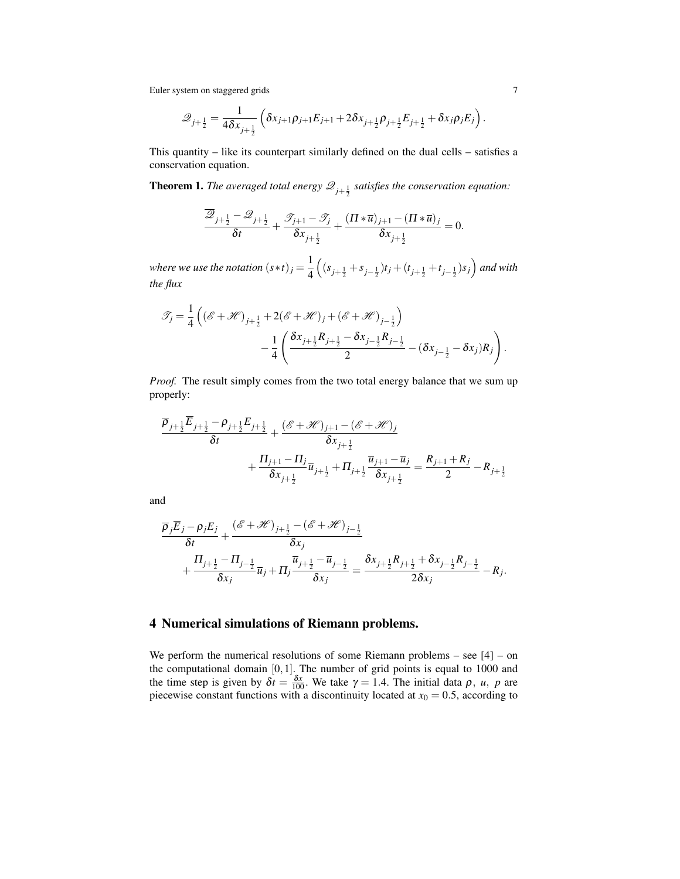$$\mathscr{Q}_{j+\frac{1}{2}} = \frac{1}{4\delta x_{j+\frac{1}{2}}} \left( \delta x_{j+1} \rho_{j+1} E_{j+1} + 2\delta x_{j+\frac{1}{2}} \rho_{j+\frac{1}{2}} E_{j+\frac{1}{2}} + \delta x_j \rho_j E_j \right).$$

This quantity – like its counterpart similarly defined on the dual cells – satisfies a conservation equation.

**Theorem 1.** *The averaged total energy $\mathscr{Q}_{j+\frac{1}{2}}$ satisfies the conservation equation:*

$$\frac{\overline{\mathscr{Q}}_{j+\frac{1}{2}} - \mathscr{Q}_{j+\frac{1}{2}}}{\delta t} + \frac{\mathscr{T}_{j+1} - \mathscr{T}_j}{\delta x_{j+\frac{1}{2}}} + \frac{(\Pi * \overline{u})_{j+1} - (\Pi * \overline{u})_j}{\delta x_{j+\frac{1}{2}}} = 0.$$

*where we use the notation* $(s*t)_j = \frac{1}{4}\left( (s_{j+\frac{1}{2}} + s_{j-\frac{1}{2}}) t_j + (t_{j+\frac{1}{2}} + t_{j-\frac{1}{2}}) s_j \right)$ *and with the flux*

$$\mathscr{T}_j = \frac{1}{4}\left( (\mathscr{E}+\mathscr{H})_{j+\frac{1}{2}} + 2(\mathscr{E}+\mathscr{H})_j + (\mathscr{E}+\mathscr{H})_{j-\frac{1}{2}} \right) - \frac{1}{4}\left( \frac{\delta x_{j+\frac{1}{2}} R_{j+\frac{1}{2}} - \delta x_{j-\frac{1}{2}} R_{j-\frac{1}{2}}}{2} - (\delta x_{j-\frac{1}{2}} - \delta x_j) R_j \right).$$

*Proof.* The result simply comes from the two total energy balance that we sum up properly:

$$\frac{\overline{\rho}_{j+\frac{1}{2}} \overline{E}_{j+\frac{1}{2}} - \rho_{j+\frac{1}{2}} E_{j+\frac{1}{2}}}{\delta t} + \frac{(\mathscr{E}+\mathscr{H})_{j+1} - (\mathscr{E}+\mathscr{H})_j}{\delta x_{j+\frac{1}{2}}} + \frac{\Pi_{j+1} - \Pi_j}{\delta x_{j+\frac{1}{2}}} \overline{u}_{j+\frac{1}{2}} + \Pi_{j+\frac{1}{2}} \frac{\overline{u}_{j+1} - \overline{u}_j}{\delta x_{j+\frac{1}{2}}} = \frac{R_{j+1} + R_j}{2} - R_{j+\frac{1}{2}}$$

and

$$\frac{\overline{\rho}_j \overline{E}_j - \rho_j E_j}{\delta t} + \frac{(\mathscr{E}+\mathscr{H})_{j+\frac{1}{2}} - (\mathscr{E}+\mathscr{H})_{j-\frac{1}{2}}}{\delta x_j} + \frac{\Pi_{j+\frac{1}{2}} - \Pi_{j-\frac{1}{2}}}{\delta x_j} \overline{u}_j + \Pi_j \frac{\overline{u}_{j+\frac{1}{2}} - \overline{u}_{j-\frac{1}{2}}}{\delta x_j} = \frac{\delta x_{j+\frac{1}{2}} R_{j+\frac{1}{2}} + \delta x_{j-\frac{1}{2}} R_{j-\frac{1}{2}}}{2\delta x_j} - R_j.$$

## 4 Numerical simulations of Riemann problems.

We perform the numerical resolutions of some Riemann problems – see [4] – on the computational domain $[0,1]$. The number of grid points is equal to 1000 and the time step is given by $\delta t = \frac{\delta x}{100}$. We take $\gamma = 1.4$. The initial data $\rho$, $u$, $p$ are piecewise constant functions with a discontinuity located at $x_0 = 0.5$, according to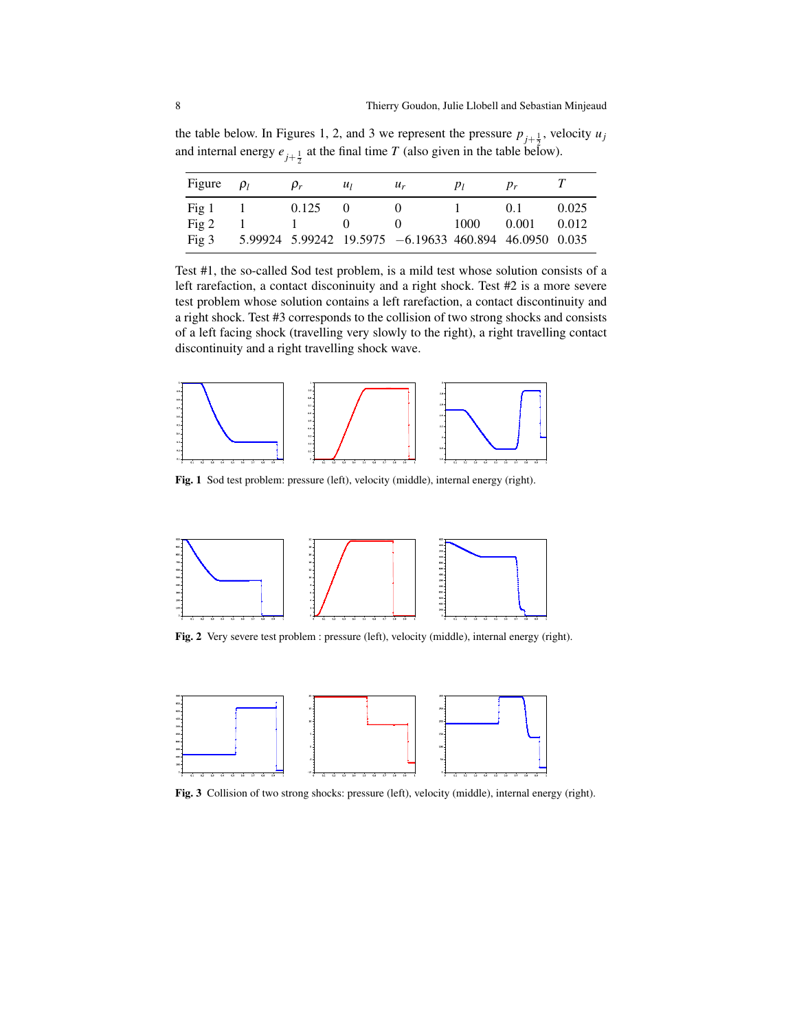the table below. In Figures 1, 2, and 3 we represent the pressure $p_{j+\frac{1}{2}}$, velocity $u_j$ and internal energy $e_{j+\frac{1}{2}}$ at the final time $T$ (also given in the table below).

| Figure | $\rho_l$ | $\rho_r$ | $u_l$ | $u_r$ | $p_l$ | $p_r$ | $T$ |
|---|---|---|---|---|---|---|---|
| Fig 1 | 1 | 0.125 | 0 | 0 | 1 | 0.1 | 0.025 |
| Fig 2 | 1 | 1 | 0 | 0 | 1000 | 0.001 | 0.012 |
| Fig 3 | 5.99924 | 5.99242 | 19.5975 | $-6.19633$ | 460.894 | 46.0950 | 0.035 |

Test #1, the so-called Sod test problem, is a mild test whose solution consists of a left rarefaction, a contact disconinuity and a right shock. Test #2 is a more severe test problem whose solution contains a left rarefaction, a contact discontinuity and a right shock. Test #3 corresponds to the collision of two strong shocks and consists of a left facing shock (travelling very slowly to the right), a right travelling contact discontinuity and a right travelling shock wave.

**Fig. 1** Sod test problem: pressure (left), velocity (middle), internal energy (right).

**Fig. 2** Very severe test problem : pressure (left), velocity (middle), internal energy (right).

**Fig. 3** Collision of two strong shocks: pressure (left), velocity (middle), internal energy (right).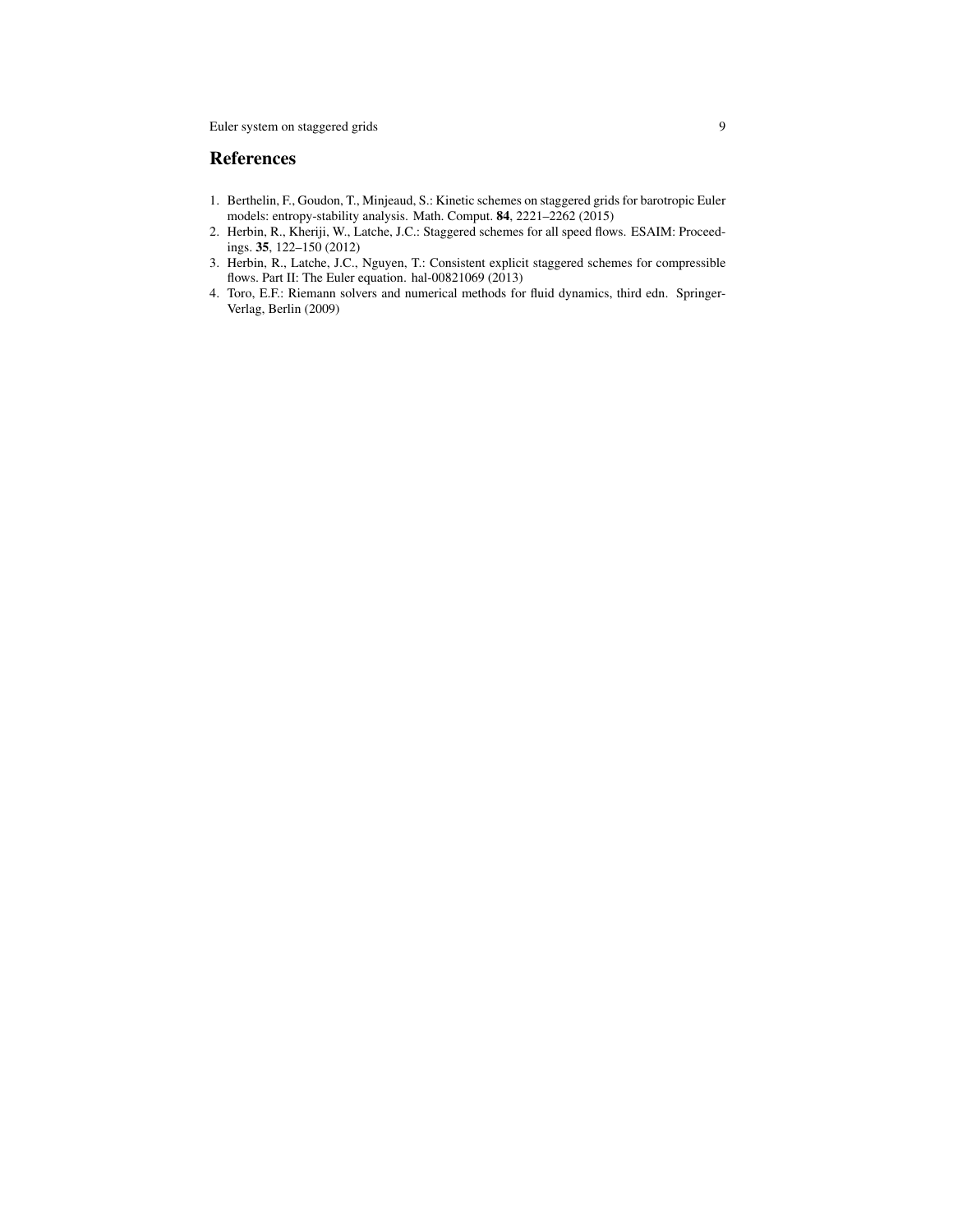## References

1. Berthelin, F., Goudon, T., Minjeaud, S.: Kinetic schemes on staggered grids for barotropic Euler models: entropy-stability analysis. Math. Comput. **84**, 2221–2262 (2015)
2. Herbin, R., Kheriji, W., Latche, J.C.: Staggered schemes for all speed flows. ESAIM: Proceedings. **35**, 122–150 (2012)
3. Herbin, R., Latche, J.C., Nguyen, T.: Consistent explicit staggered schemes for compressible flows. Part II: The Euler equation. hal-00821069 (2013)
4. Toro, E.F.: Riemann solvers and numerical methods for fluid dynamics, third edn. Springer-Verlag, Berlin (2009)